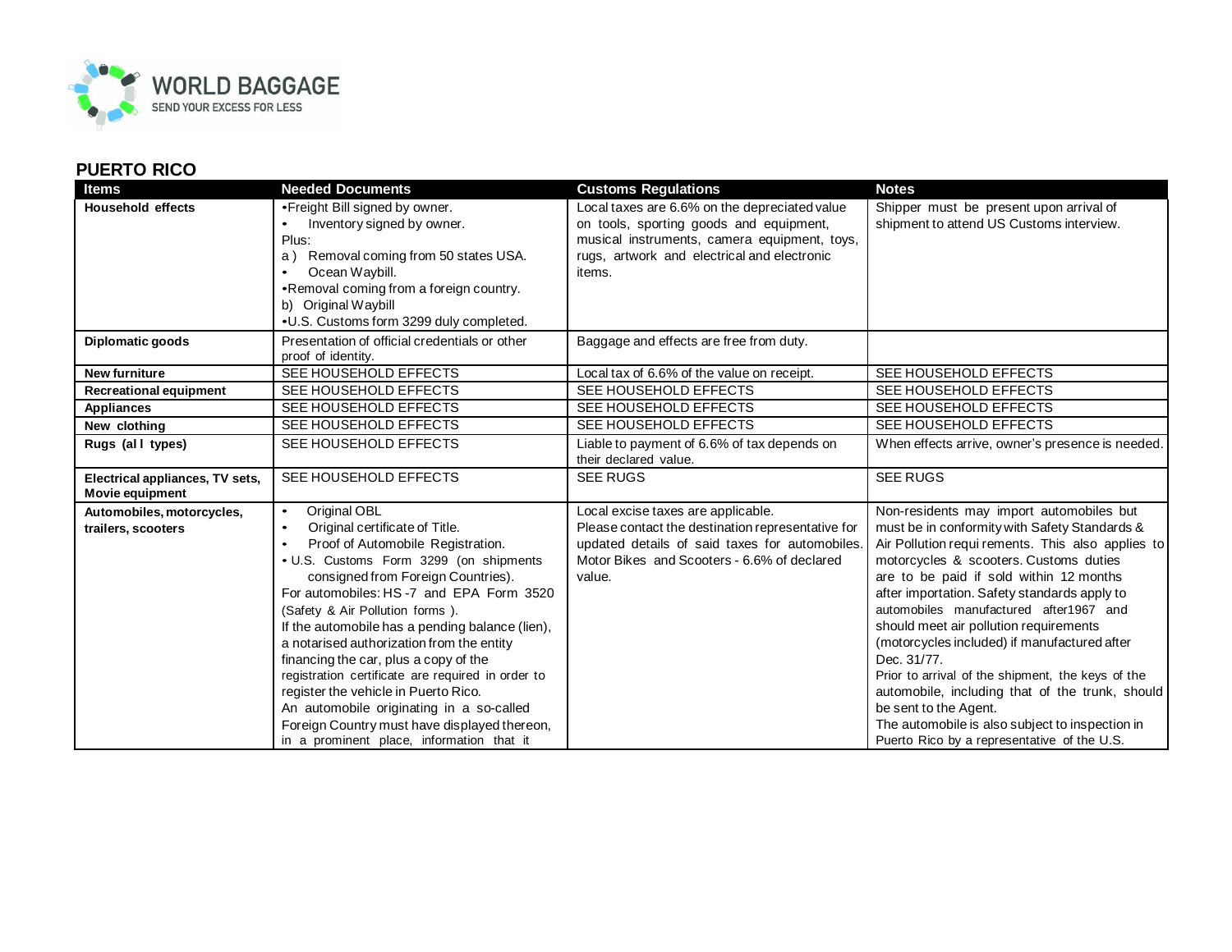WORLD BAGGAGE
SEND YOUR EXCESS FOR LESS

## PUERTO RICO

| Items | Needed Documents | Customs Regulations | Notes |
|---|---|---|---|
| **Household effects** | •Freight Bill signed by owner.<br>• Inventory signed by owner.<br>Plus:<br>a ) Removal coming from 50 states USA.<br>• Ocean Waybill.<br>•Removal coming from a foreign country.<br>b) Original Waybill<br>•U.S. Customs form 3299 duly completed. | Local taxes are 6.6% on the depreciated value on tools, sporting goods and equipment, musical instruments, camera equipment, toys, rugs, artwork and electrical and electronic items. | Shipper must be present upon arrival of shipment to attend US Customs interview. |
| **Diplomatic goods** | Presentation of official credentials or other proof of identity. | Baggage and effects are free from duty. | |
| **New furniture** | SEE HOUSEHOLD EFFECTS | Local tax of 6.6% of the value on receipt. | SEE HOUSEHOLD EFFECTS |
| **Recreational equipment** | SEE HOUSEHOLD EFFECTS | SEE HOUSEHOLD EFFECTS | SEE HOUSEHOLD EFFECTS |
| **Appliances** | SEE HOUSEHOLD EFFECTS | SEE HOUSEHOLD EFFECTS | SEE HOUSEHOLD EFFECTS |
| **New clothing** | SEE HOUSEHOLD EFFECTS | SEE HOUSEHOLD EFFECTS | SEE HOUSEHOLD EFFECTS |
| **Rugs (al l types)** | SEE HOUSEHOLD EFFECTS | Liable to payment of 6.6% of tax depends on their declared value. | When effects arrive, owner's presence is needed. |
| **Electrical appliances, TV sets, Movie equipment** | SEE HOUSEHOLD EFFECTS | SEE RUGS | SEE RUGS |
| **Automobiles, motorcycles, trailers, scooters** | • Original OBL<br>• Original certificate of Title.<br>• Proof of Automobile Registration.<br>• U.S. Customs Form 3299 (on shipments consigned from Foreign Countries).<br>For automobiles: HS -7 and EPA Form 3520 (Safety & Air Pollution forms ).<br>If the automobile has a pending balance (lien), a notarised authorization from the entity financing the car, plus a copy of the registration certificate are required in order to register the vehicle in Puerto Rico.<br>An automobile originating in a so-called Foreign Country must have displayed thereon, in a prominent place, information that it | Local excise taxes are applicable.<br>Please contact the destination representative for updated details of said taxes for automobiles.<br>Motor Bikes and Scooters - 6.6% of declared value. | Non-residents may import automobiles but must be in conformity with Safety Standards & Air Pollution requi rements. This also applies to motorcycles & scooters. Customs duties are to be paid if sold within 12 months after importation. Safety standards apply to automobiles manufactured after1967 and should meet air pollution requirements (motorcycles included) if manufactured after Dec. 31/77.<br>Prior to arrival of the shipment, the keys of the automobile, including that of the trunk, should be sent to the Agent.<br>The automobile is also subject to inspection in Puerto Rico by a representative of the U.S. |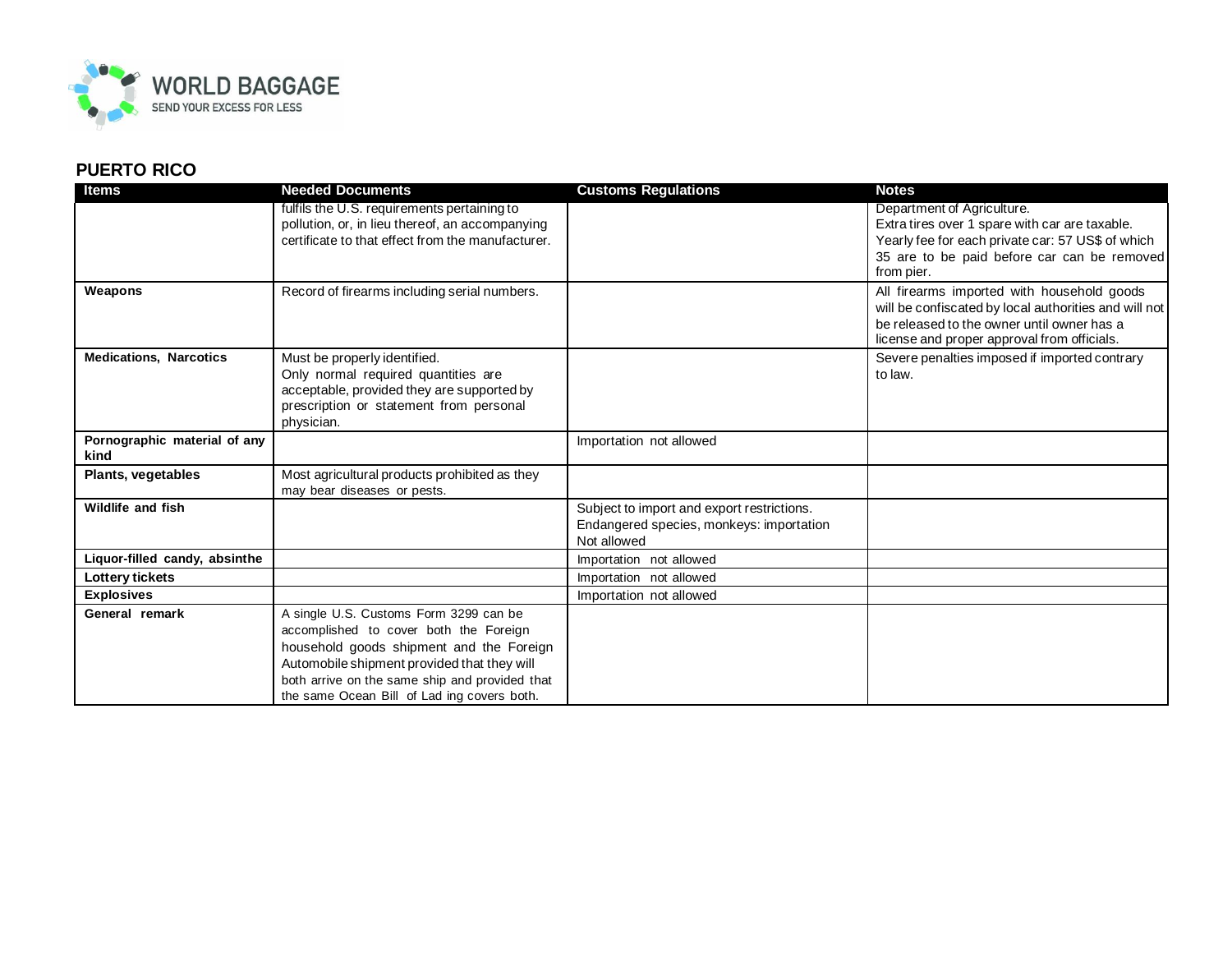## PUERTO RICO

| Items | Needed Documents | Customs Regulations | Notes |
|---|---|---|---|
| | fulfils the U.S. requirements pertaining to pollution, or, in lieu thereof, an accompanying certificate to that effect from the manufacturer. | | Department of Agriculture. Extra tires over 1 spare with car are taxable. Yearly fee for each private car: 57 US$ of which 35 are to be paid before car can be removed from pier. |
| **Weapons** | Record of firearms including serial numbers. | | All firearms imported with household goods will be confiscated by local authorities and will not be released to the owner until owner has a license and proper approval from officials. |
| **Medications, Narcotics** | Must be properly identified. Only normal required quantities are acceptable, provided they are supported by prescription or statement from personal physician. | | Severe penalties imposed if imported contrary to law. |
| **Pornographic material of any kind** | | Importation not allowed | |
| **Plants, vegetables** | Most agricultural products prohibited as they may bear diseases or pests. | | |
| **Wildlife and fish** | | Subject to import and export restrictions. Endangered species, monkeys: importation Not allowed | |
| **Liquor-filled candy, absinthe** | | Importation not allowed | |
| **Lottery tickets** | | Importation not allowed | |
| **Explosives** | | Importation not allowed | |
| **General remark** | A single U.S. Customs Form 3299 can be accomplished to cover both the Foreign household goods shipment and the Foreign Automobile shipment provided that they will both arrive on the same ship and provided that the same Ocean Bill of Lad ing covers both. | | |